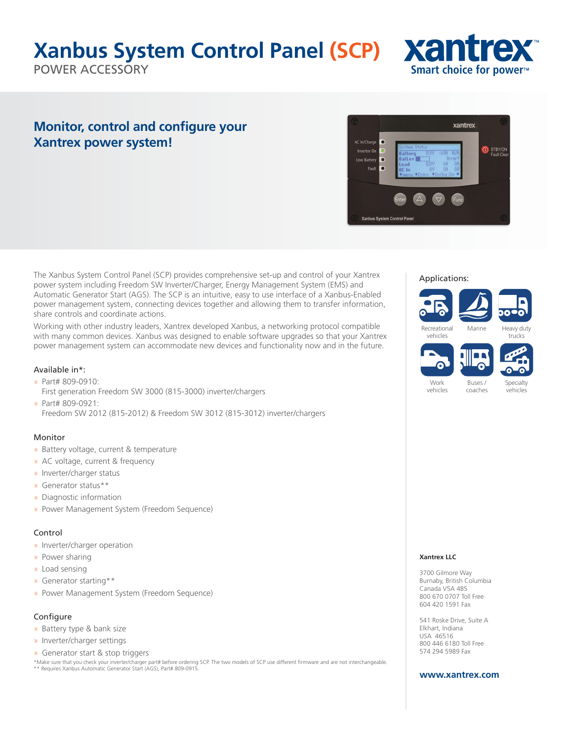# Xanbus System Control Panel (SCP)

POWER ACCESSORY

xantrex
Smart choice for power™

## Monitor, control and configure your Xantrex power system!

The Xanbus System Control Panel (SCP) provides comprehensive set-up and control of your Xantrex power system including Freedom SW Inverter/Charger, Energy Management System (EMS) and Automatic Generator Start (AGS). The SCP is an intuitive, easy to use interface of a Xanbus-Enabled power management system, connecting devices together and allowing them to transfer information, share controls and coordinate actions.

Working with other industry leaders, Xantrex developed Xanbus, a networking protocol compatible with many common devices. Xanbus was designed to enable software upgrades so that your Xantrex power management system can accommodate new devices and functionality now and in the future.

### Available in*:

- Part# 809-0910:
  First generation Freedom SW 3000 (815-3000) inverter/chargers
- Part# 809-0921:
  Freedom SW 2012 (815-2012) & Freedom SW 3012 (815-3012) inverter/chargers

### Monitor

- Battery voltage, current & temperature
- AC voltage, current & frequency
- Inverter/charger status
- Generator status**
- Diagnostic information
- Power Management System (Freedom Sequence)

### Control

- Inverter/charger operation
- Power sharing
- Load sensing
- Generator starting**
- Power Management System (Freedom Sequence)

### Configure

- Battery type & bank size
- Inverter/charger settings
- Generator start & stop triggers

*Make sure that you check your inverter/charger part# before ordering SCP. The two models of SCP use different firmware and are not interchangeable.
** Requires Xanbus Automatic Generator Start (AGS), Part# 809-0915.

### Applications:

- Recreational vehicles
- Marine
- Heavy duty trucks
- Work vehicles
- Buses / coaches
- Specialty vehicles

**Xantrex LLC**

3700 Gilmore Way
Burnaby, British Columbia
Canada V5A 4B5
800 670 0707 Toll Free
604 420 1591 Fax

541 Roske Drive, Suite A
Elkhart, Indiana
USA 46516
800 446 6180 Toll Free
574 294 5989 Fax

**www.xantrex.com**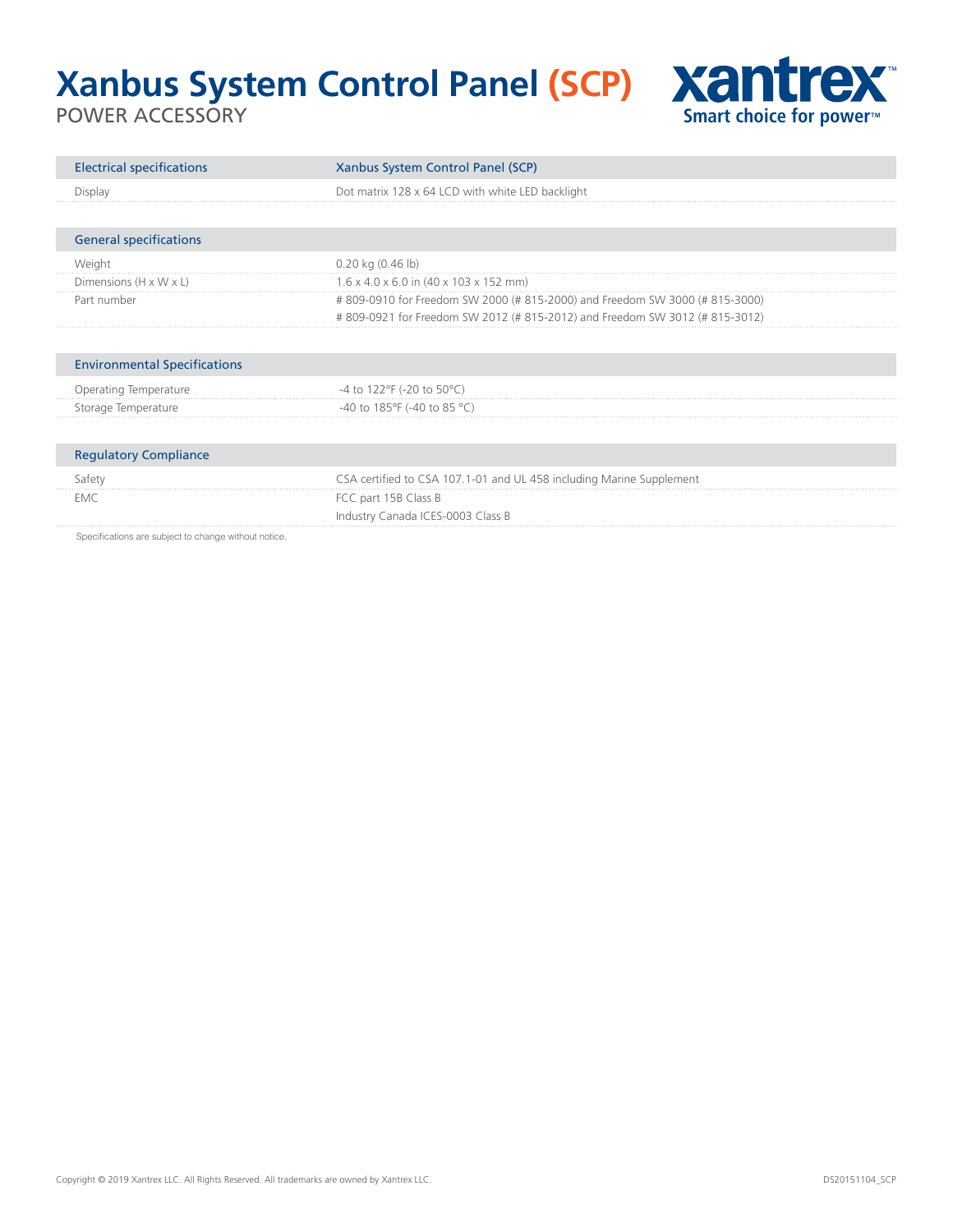# Xanbus System Control Panel (SCP)

POWER ACCESSORY

| Electrical specifications | Xanbus System Control Panel (SCP) |
|---|---|
| Display | Dot matrix 128 x 64 LCD with white LED backlight |

| General specifications | |
|---|---|
| Weight | 0.20 kg (0.46 lb) |
| Dimensions (H x W x L) | 1.6 x 4.0 x 6.0 in (40 x 103 x 152 mm) |
| Part number | # 809-0910 for Freedom SW 2000 (# 815-2000) and Freedom SW 3000 (# 815-3000)<br># 809-0921 for Freedom SW 2012 (# 815-2012) and Freedom SW 3012 (# 815-3012) |

| Environmental Specifications | |
|---|---|
| Operating Temperature | -4 to 122°F (-20 to 50°C) |
| Storage Temperature | -40 to 185°F (-40 to 85 °C) |

| Regulatory Compliance | |
|---|---|
| Safety | CSA certified to CSA 107.1-01 and UL 458 including Marine Supplement |
| EMC | FCC part 15B Class B<br>Industry Canada ICES-0003 Class B |

Specifications are subject to change without notice.

Copyright © 2019 Xantrex LLC. All Rights Reserved. All trademarks are owned by Xantrex LLC.

DS20151104_SCP